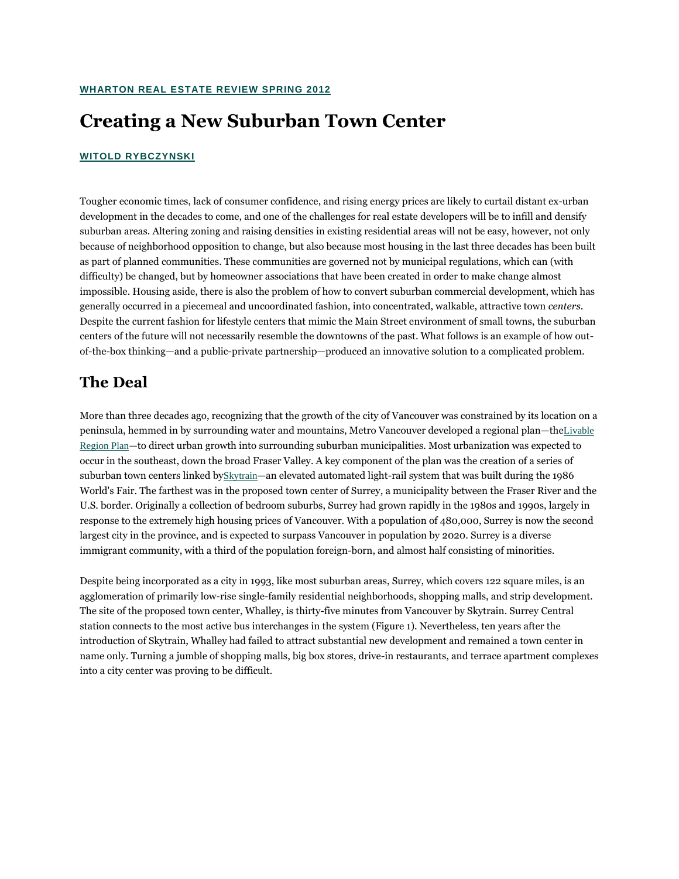WHARTON REAL ESTATE REVIEW SPRING 2012

# Creating a New Suburban Town Center

WITOLD RYBCZYNSKI

Tougher economic times, lack of consumer confidence, and rising energy prices are likely to curtail distant ex-urban development in the decades to come, and one of the challenges for real estate developers will be to infill and densify suburban areas. Altering zoning and raising densities in existing residential areas will not be easy, however, not only because of neighborhood opposition to change, but also because most housing in the last three decades has been built as part of planned communities. These communities are governed not by municipal regulations, which can (with difficulty) be changed, but by homeowner associations that have been created in order to make change almost impossible. Housing aside, there is also the problem of how to convert suburban commercial development, which has generally occurred in a piecemeal and uncoordinated fashion, into concentrated, walkable, attractive town *centers*. Despite the current fashion for lifestyle centers that mimic the Main Street environment of small towns, the suburban centers of the future will not necessarily resemble the downtowns of the past. What follows is an example of how out-of-the-box thinking—and a public-private partnership—produced an innovative solution to a complicated problem.

## The Deal

More than three decades ago, recognizing that the growth of the city of Vancouver was constrained by its location on a peninsula, hemmed in by surrounding water and mountains, Metro Vancouver developed a regional plan—the Livable Region Plan—to direct urban growth into surrounding suburban municipalities. Most urbanization was expected to occur in the southeast, down the broad Fraser Valley. A key component of the plan was the creation of a series of suburban town centers linked by Skytrain—an elevated automated light-rail system that was built during the 1986 World's Fair. The farthest was in the proposed town center of Surrey, a municipality between the Fraser River and the U.S. border. Originally a collection of bedroom suburbs, Surrey had grown rapidly in the 1980s and 1990s, largely in response to the extremely high housing prices of Vancouver. With a population of 480,000, Surrey is now the second largest city in the province, and is expected to surpass Vancouver in population by 2020. Surrey is a diverse immigrant community, with a third of the population foreign-born, and almost half consisting of minorities.

Despite being incorporated as a city in 1993, like most suburban areas, Surrey, which covers 122 square miles, is an agglomeration of primarily low-rise single-family residential neighborhoods, shopping malls, and strip development. The site of the proposed town center, Whalley, is thirty-five minutes from Vancouver by Skytrain. Surrey Central station connects to the most active bus interchanges in the system (Figure 1). Nevertheless, ten years after the introduction of Skytrain, Whalley had failed to attract substantial new development and remained a town center in name only. Turning a jumble of shopping malls, big box stores, drive-in restaurants, and terrace apartment complexes into a city center was proving to be difficult.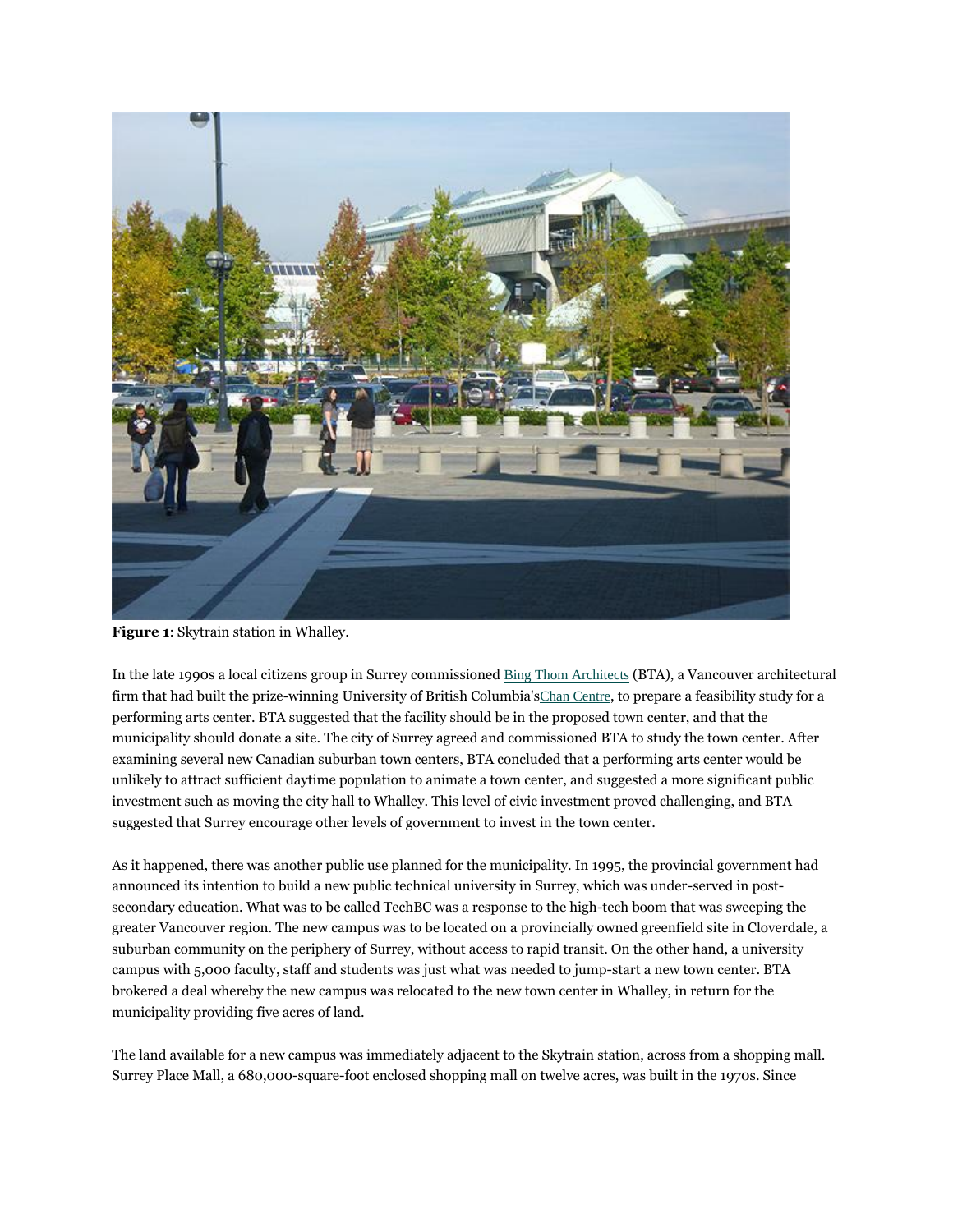**Figure 1**: Skytrain station in Whalley.

In the late 1990s a local citizens group in Surrey commissioned Bing Thom Architects (BTA), a Vancouver architectural firm that had built the prize-winning University of British Columbia'sChan Centre, to prepare a feasibility study for a performing arts center. BTA suggested that the facility should be in the proposed town center, and that the municipality should donate a site. The city of Surrey agreed and commissioned BTA to study the town center. After examining several new Canadian suburban town centers, BTA concluded that a performing arts center would be unlikely to attract sufficient daytime population to animate a town center, and suggested a more significant public investment such as moving the city hall to Whalley. This level of civic investment proved challenging, and BTA suggested that Surrey encourage other levels of government to invest in the town center.

As it happened, there was another public use planned for the municipality. In 1995, the provincial government had announced its intention to build a new public technical university in Surrey, which was under-served in post-secondary education. What was to be called TechBC was a response to the high-tech boom that was sweeping the greater Vancouver region. The new campus was to be located on a provincially owned greenfield site in Cloverdale, a suburban community on the periphery of Surrey, without access to rapid transit. On the other hand, a university campus with 5,000 faculty, staff and students was just what was needed to jump-start a new town center. BTA brokered a deal whereby the new campus was relocated to the new town center in Whalley, in return for the municipality providing five acres of land.

The land available for a new campus was immediately adjacent to the Skytrain station, across from a shopping mall. Surrey Place Mall, a 680,000-square-foot enclosed shopping mall on twelve acres, was built in the 1970s. Since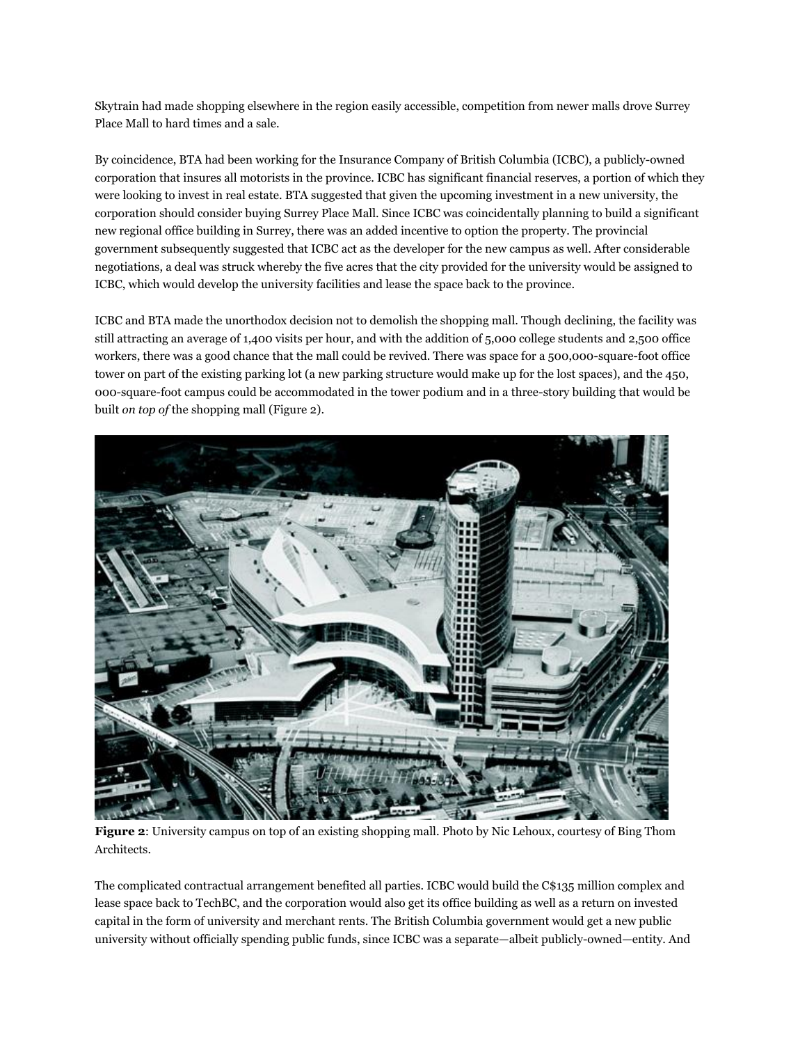Skytrain had made shopping elsewhere in the region easily accessible, competition from newer malls drove Surrey Place Mall to hard times and a sale.

By coincidence, BTA had been working for the Insurance Company of British Columbia (ICBC), a publicly-owned corporation that insures all motorists in the province. ICBC has significant financial reserves, a portion of which they were looking to invest in real estate. BTA suggested that given the upcoming investment in a new university, the corporation should consider buying Surrey Place Mall. Since ICBC was coincidentally planning to build a significant new regional office building in Surrey, there was an added incentive to option the property. The provincial government subsequently suggested that ICBC act as the developer for the new campus as well. After considerable negotiations, a deal was struck whereby the five acres that the city provided for the university would be assigned to ICBC, which would develop the university facilities and lease the space back to the province.

ICBC and BTA made the unorthodox decision not to demolish the shopping mall. Though declining, the facility was still attracting an average of 1,400 visits per hour, and with the addition of 5,000 college students and 2,500 office workers, there was a good chance that the mall could be revived. There was space for a 500,000-square-foot office tower on part of the existing parking lot (a new parking structure would make up for the lost spaces), and the 450, 000-square-foot campus could be accommodated in the tower podium and in a three-story building that would be built *on top of* the shopping mall (Figure 2).

**Figure 2**: University campus on top of an existing shopping mall. Photo by Nic Lehoux, courtesy of Bing Thom Architects.

The complicated contractual arrangement benefited all parties. ICBC would build the C$135 million complex and lease space back to TechBC, and the corporation would also get its office building as well as a return on invested capital in the form of university and merchant rents. The British Columbia government would get a new public university without officially spending public funds, since ICBC was a separate—albeit publicly-owned—entity. And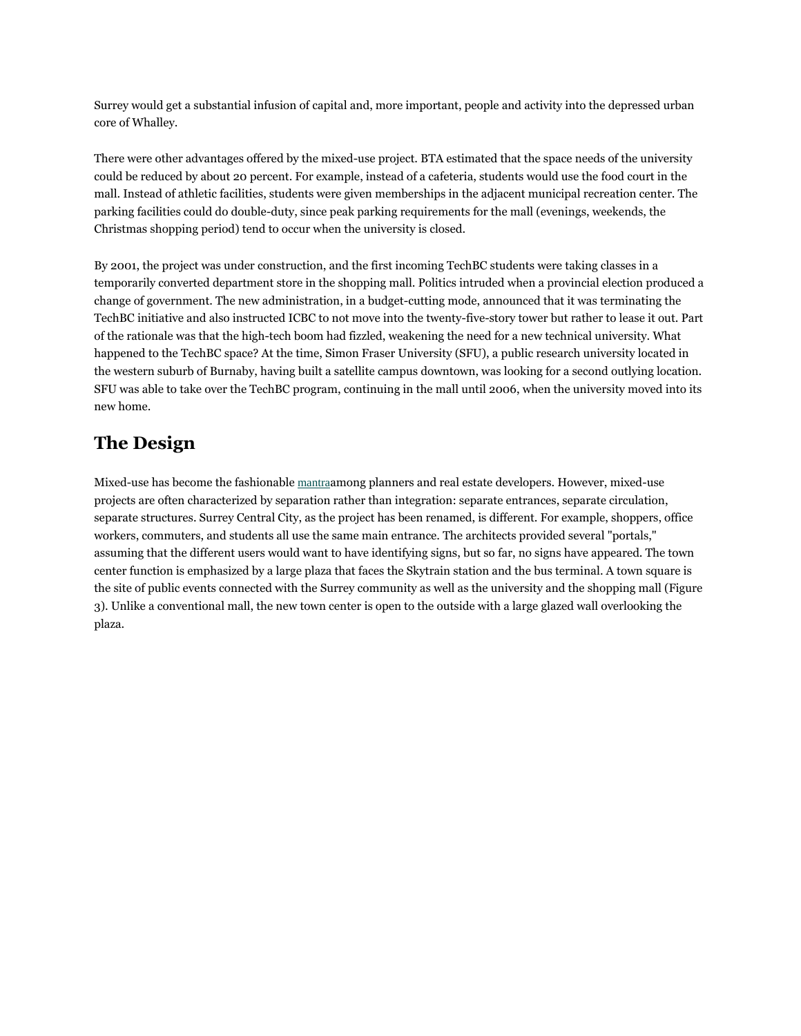Surrey would get a substantial infusion of capital and, more important, people and activity into the depressed urban core of Whalley.

There were other advantages offered by the mixed-use project. BTA estimated that the space needs of the university could be reduced by about 20 percent. For example, instead of a cafeteria, students would use the food court in the mall. Instead of athletic facilities, students were given memberships in the adjacent municipal recreation center. The parking facilities could do double-duty, since peak parking requirements for the mall (evenings, weekends, the Christmas shopping period) tend to occur when the university is closed.

By 2001, the project was under construction, and the first incoming TechBC students were taking classes in a temporarily converted department store in the shopping mall. Politics intruded when a provincial election produced a change of government. The new administration, in a budget-cutting mode, announced that it was terminating the TechBC initiative and also instructed ICBC to not move into the twenty-five-story tower but rather to lease it out. Part of the rationale was that the high-tech boom had fizzled, weakening the need for a new technical university. What happened to the TechBC space? At the time, Simon Fraser University (SFU), a public research university located in the western suburb of Burnaby, having built a satellite campus downtown, was looking for a second outlying location. SFU was able to take over the TechBC program, continuing in the mall until 2006, when the university moved into its new home.

## The Design

Mixed-use has become the fashionable mantraamong planners and real estate developers. However, mixed-use projects are often characterized by separation rather than integration: separate entrances, separate circulation, separate structures. Surrey Central City, as the project has been renamed, is different. For example, shoppers, office workers, commuters, and students all use the same main entrance. The architects provided several "portals," assuming that the different users would want to have identifying signs, but so far, no signs have appeared. The town center function is emphasized by a large plaza that faces the Skytrain station and the bus terminal. A town square is the site of public events connected with the Surrey community as well as the university and the shopping mall (Figure 3). Unlike a conventional mall, the new town center is open to the outside with a large glazed wall overlooking the plaza.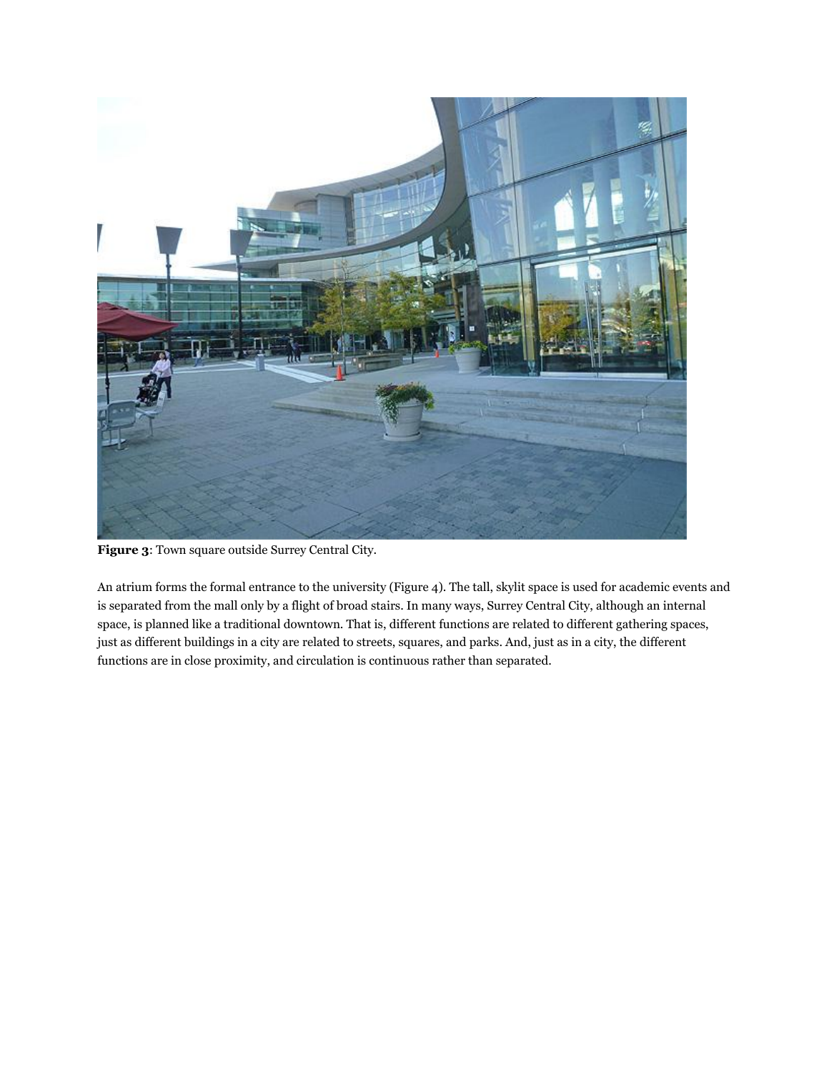**Figure 3**: Town square outside Surrey Central City.

An atrium forms the formal entrance to the university (Figure 4). The tall, skylit space is used for academic events and is separated from the mall only by a flight of broad stairs. In many ways, Surrey Central City, although an internal space, is planned like a traditional downtown. That is, different functions are related to different gathering spaces, just as different buildings in a city are related to streets, squares, and parks. And, just as in a city, the different functions are in close proximity, and circulation is continuous rather than separated.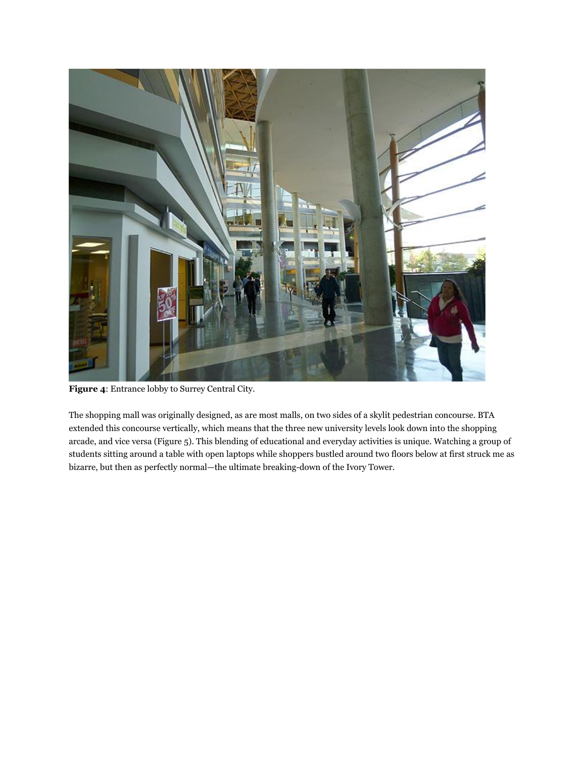**Figure 4**: Entrance lobby to Surrey Central City.

The shopping mall was originally designed, as are most malls, on two sides of a skylit pedestrian concourse. BTA extended this concourse vertically, which means that the three new university levels look down into the shopping arcade, and vice versa (Figure 5). This blending of educational and everyday activities is unique. Watching a group of students sitting around a table with open laptops while shoppers bustled around two floors below at first struck me as bizarre, but then as perfectly normal—the ultimate breaking-down of the Ivory Tower.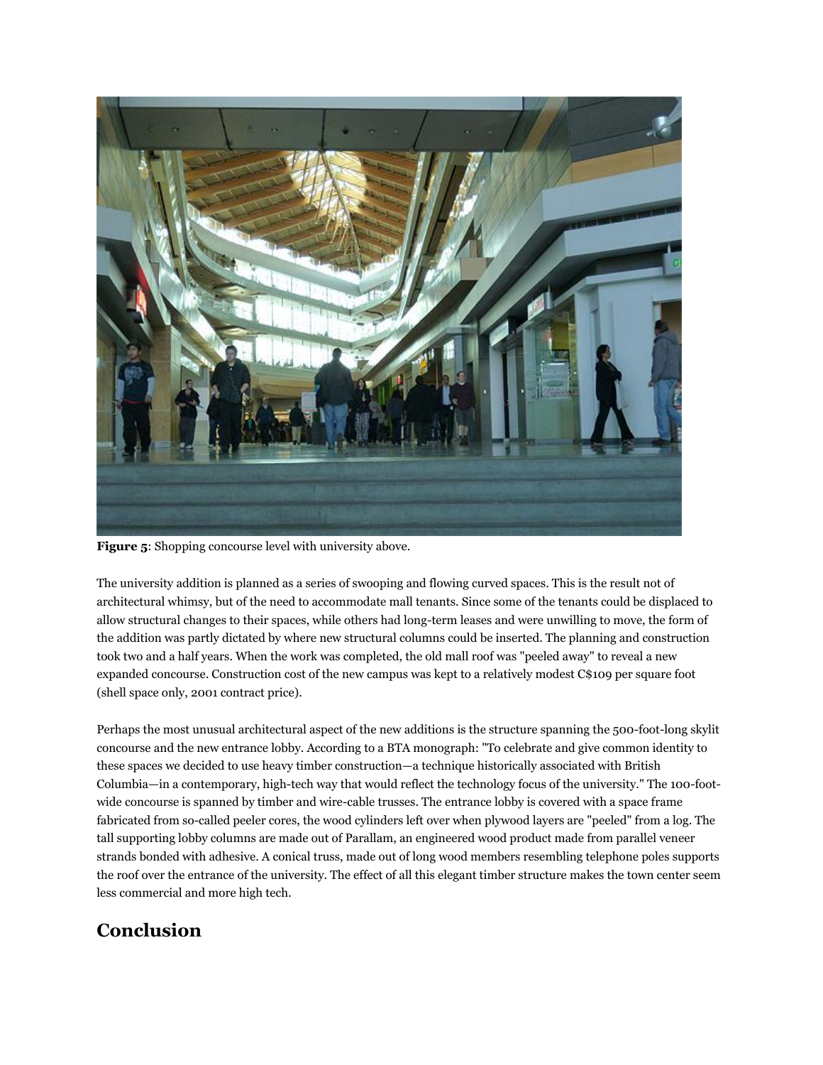**Figure 5**: Shopping concourse level with university above.

The university addition is planned as a series of swooping and flowing curved spaces. This is the result not of architectural whimsy, but of the need to accommodate mall tenants. Since some of the tenants could be displaced to allow structural changes to their spaces, while others had long-term leases and were unwilling to move, the form of the addition was partly dictated by where new structural columns could be inserted. The planning and construction took two and a half years. When the work was completed, the old mall roof was "peeled away" to reveal a new expanded concourse. Construction cost of the new campus was kept to a relatively modest C$109 per square foot (shell space only, 2001 contract price).

Perhaps the most unusual architectural aspect of the new additions is the structure spanning the 500-foot-long skylit concourse and the new entrance lobby. According to a BTA monograph: "To celebrate and give common identity to these spaces we decided to use heavy timber construction—a technique historically associated with British Columbia—in a contemporary, high-tech way that would reflect the technology focus of the university." The 100-foot-wide concourse is spanned by timber and wire-cable trusses. The entrance lobby is covered with a space frame fabricated from so-called peeler cores, the wood cylinders left over when plywood layers are "peeled" from a log. The tall supporting lobby columns are made out of Parallam, an engineered wood product made from parallel veneer strands bonded with adhesive. A conical truss, made out of long wood members resembling telephone poles supports the roof over the entrance of the university. The effect of all this elegant timber structure makes the town center seem less commercial and more high tech.

## Conclusion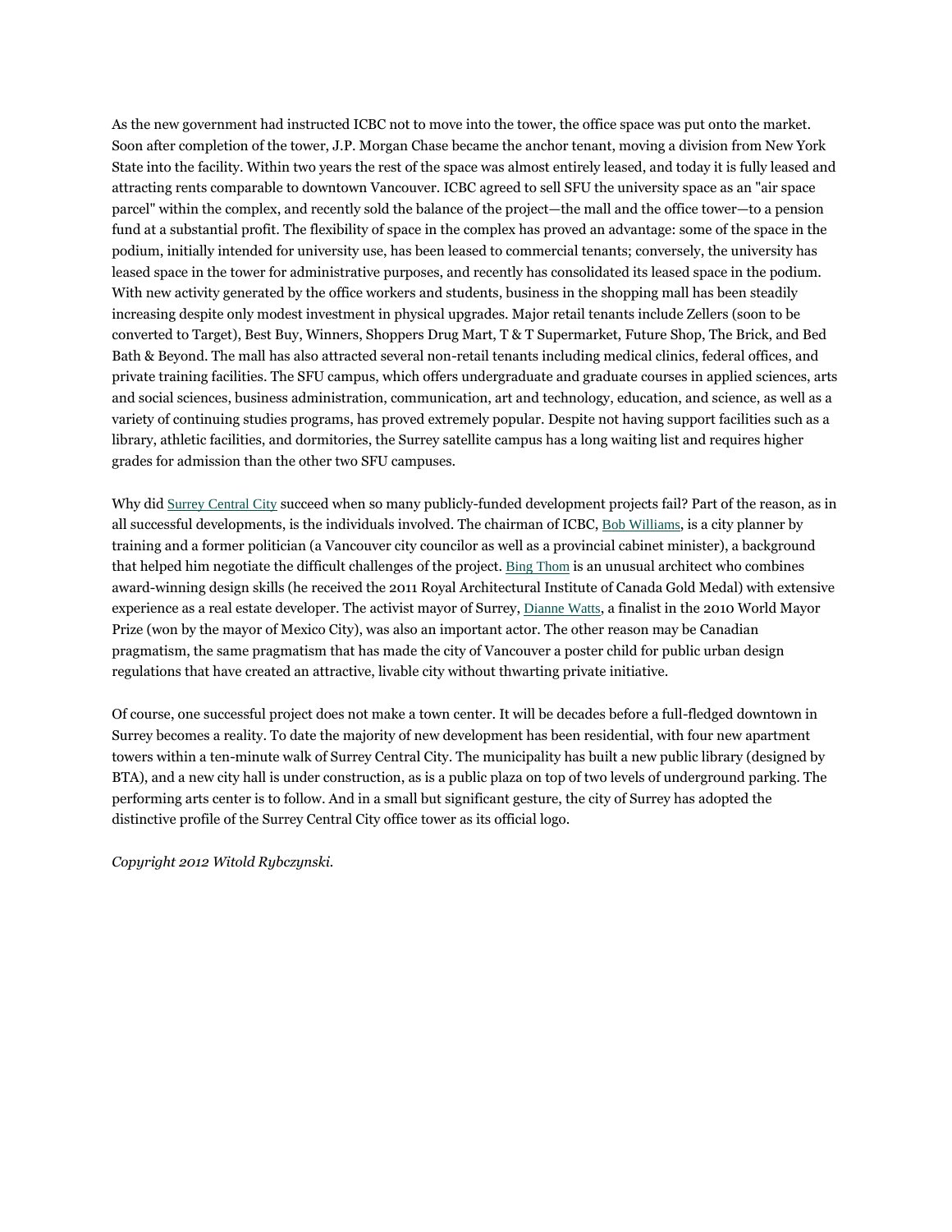As the new government had instructed ICBC not to move into the tower, the office space was put onto the market. Soon after completion of the tower, J.P. Morgan Chase became the anchor tenant, moving a division from New York State into the facility. Within two years the rest of the space was almost entirely leased, and today it is fully leased and attracting rents comparable to downtown Vancouver. ICBC agreed to sell SFU the university space as an "air space parcel" within the complex, and recently sold the balance of the project—the mall and the office tower—to a pension fund at a substantial profit. The flexibility of space in the complex has proved an advantage: some of the space in the podium, initially intended for university use, has been leased to commercial tenants; conversely, the university has leased space in the tower for administrative purposes, and recently has consolidated its leased space in the podium. With new activity generated by the office workers and students, business in the shopping mall has been steadily increasing despite only modest investment in physical upgrades. Major retail tenants include Zellers (soon to be converted to Target), Best Buy, Winners, Shoppers Drug Mart, T & T Supermarket, Future Shop, The Brick, and Bed Bath & Beyond. The mall has also attracted several non-retail tenants including medical clinics, federal offices, and private training facilities. The SFU campus, which offers undergraduate and graduate courses in applied sciences, arts and social sciences, business administration, communication, art and technology, education, and science, as well as a variety of continuing studies programs, has proved extremely popular. Despite not having support facilities such as a library, athletic facilities, and dormitories, the Surrey satellite campus has a long waiting list and requires higher grades for admission than the other two SFU campuses.

Why did Surrey Central City succeed when so many publicly-funded development projects fail? Part of the reason, as in all successful developments, is the individuals involved. The chairman of ICBC, Bob Williams, is a city planner by training and a former politician (a Vancouver city councilor as well as a provincial cabinet minister), a background that helped him negotiate the difficult challenges of the project. Bing Thom is an unusual architect who combines award-winning design skills (he received the 2011 Royal Architectural Institute of Canada Gold Medal) with extensive experience as a real estate developer. The activist mayor of Surrey, Dianne Watts, a finalist in the 2010 World Mayor Prize (won by the mayor of Mexico City), was also an important actor. The other reason may be Canadian pragmatism, the same pragmatism that has made the city of Vancouver a poster child for public urban design regulations that have created an attractive, livable city without thwarting private initiative.

Of course, one successful project does not make a town center. It will be decades before a full-fledged downtown in Surrey becomes a reality. To date the majority of new development has been residential, with four new apartment towers within a ten-minute walk of Surrey Central City. The municipality has built a new public library (designed by BTA), and a new city hall is under construction, as is a public plaza on top of two levels of underground parking. The performing arts center is to follow. And in a small but significant gesture, the city of Surrey has adopted the distinctive profile of the Surrey Central City office tower as its official logo.

*Copyright 2012 Witold Rybczynski.*